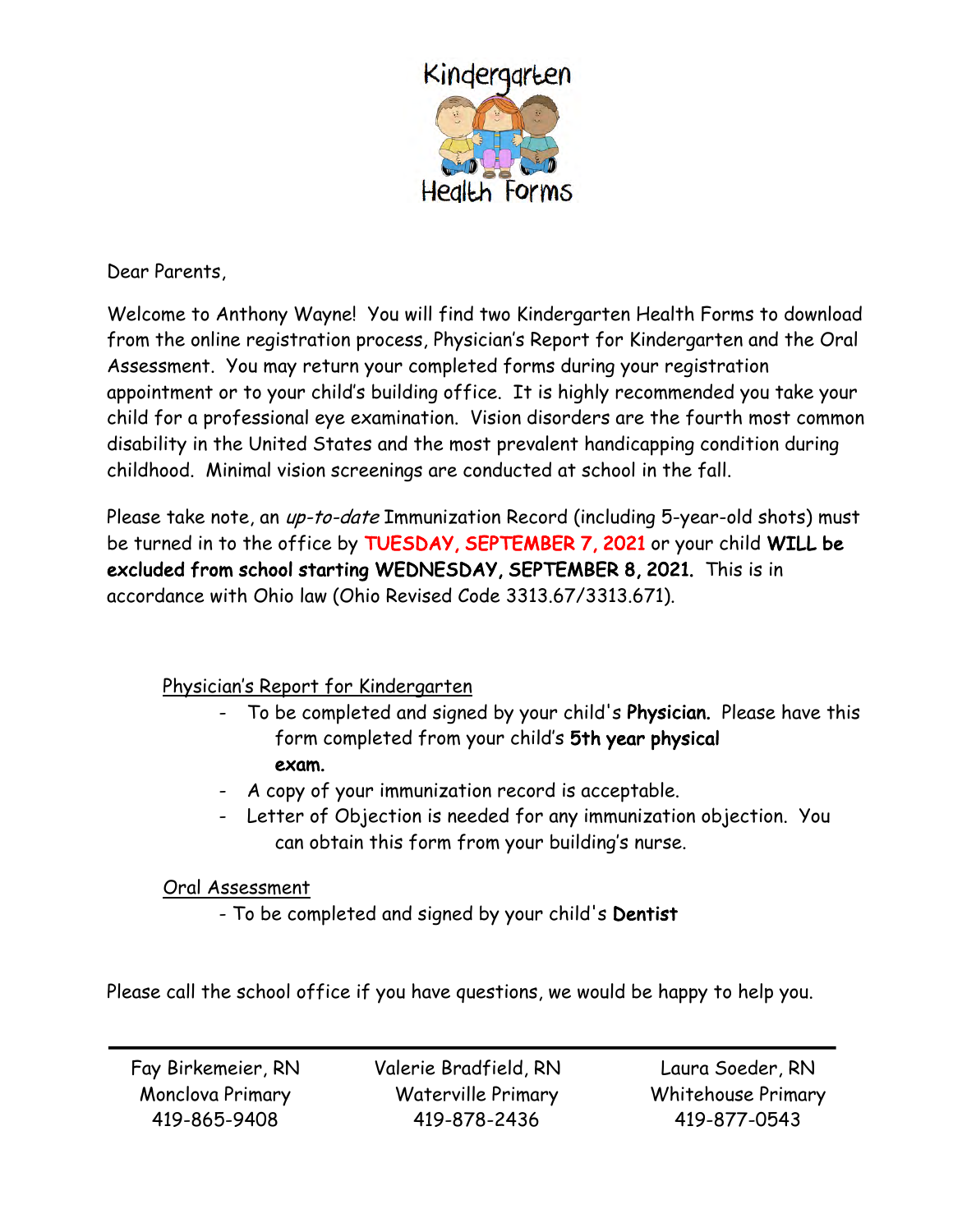# Kindergarten Health Forms

Dear Parents,

Welcome to Anthony Wayne! You will find two Kindergarten Health Forms to download from the online registration process, Physician's Report for Kindergarten and the Oral Assessment. You may return your completed forms during your registration appointment or to your child's building office. It is highly recommended you take your child for a professional eye examination. Vision disorders are the fourth most common disability in the United States and the most prevalent handicapping condition during childhood. Minimal vision screenings are conducted at school in the fall.

Please take note, an *up-to-date* Immunization Record (including 5-year-old shots) must be turned in to the office by **TUESDAY, SEPTEMBER 7, 2021** or your child **WILL be excluded from school starting WEDNESDAY, SEPTEMBER 8, 2021.** This is in accordance with Ohio law (Ohio Revised Code 3313.67/3313.671).

Physician's Report for Kindergarten

- To be completed and signed by your child's **Physician.** Please have this form completed from your child's **5th year physical exam.**
- A copy of your immunization record is acceptable.
- Letter of Objection is needed for any immunization objection. You can obtain this form from your building's nurse.

Oral Assessment

- To be completed and signed by your child's **Dentist**

Please call the school office if you have questions, we would be happy to help you.

---

| Fay Birkemeier, RN | Valerie Bradfield, RN | Laura Soeder, RN |
|---|---|---|
| Monclova Primary | Waterville Primary | Whitehouse Primary |
| 419-865-9408 | 419-878-2436 | 419-877-0543 |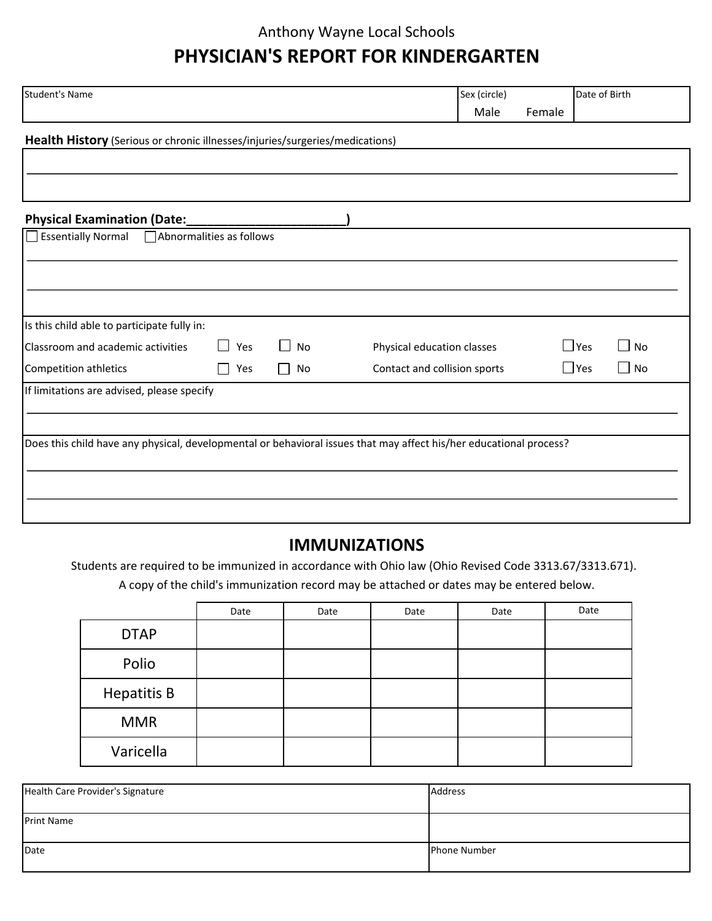Anthony Wayne Local Schools

# PHYSICIAN'S REPORT FOR KINDERGARTEN

| Student's Name | Sex (circle) Male Female | Date of Birth |
|---|---|---|
| | | |

**Health History** (Serious or chronic illnesses/injuries/surgeries/medications)

_______________________________________________________________________________

**Physical Examination (Date:________________________)**

☐ Essentially Normal ☐ Abnormalities as follows

_______________________________________________________________________________

_______________________________________________________________________________

Is this child able to participate fully in:

| | | | | | |
|---|---|---|---|---|---|
| Classroom and academic activities | ☐ Yes | ☐ No | Physical education classes | ☐ Yes | ☐ No |
| Competition athletics | ☐ Yes | ☐ No | Contact and collision sports | ☐ Yes | ☐ No |

If limitations are advised, please specify

_______________________________________________________________________________

Does this child have any physical, developmental or behavioral issues that may affect his/her educational process?

_______________________________________________________________________________

_______________________________________________________________________________

## IMMUNIZATIONS

Students are required to be immunized in accordance with Ohio law (Ohio Revised Code 3313.67/3313.671).

A copy of the child's immunization record may be attached or dates may be entered below.

| | Date | Date | Date | Date | Date |
|---|---|---|---|---|---|
| DTAP | | | | | |
| Polio | | | | | |
| Hepatitis B | | | | | |
| MMR | | | | | |
| Varicella | | | | | |

| | |
|---|---|
| Health Care Provider's Signature | Address |
| Print Name | |
| Date | Phone Number |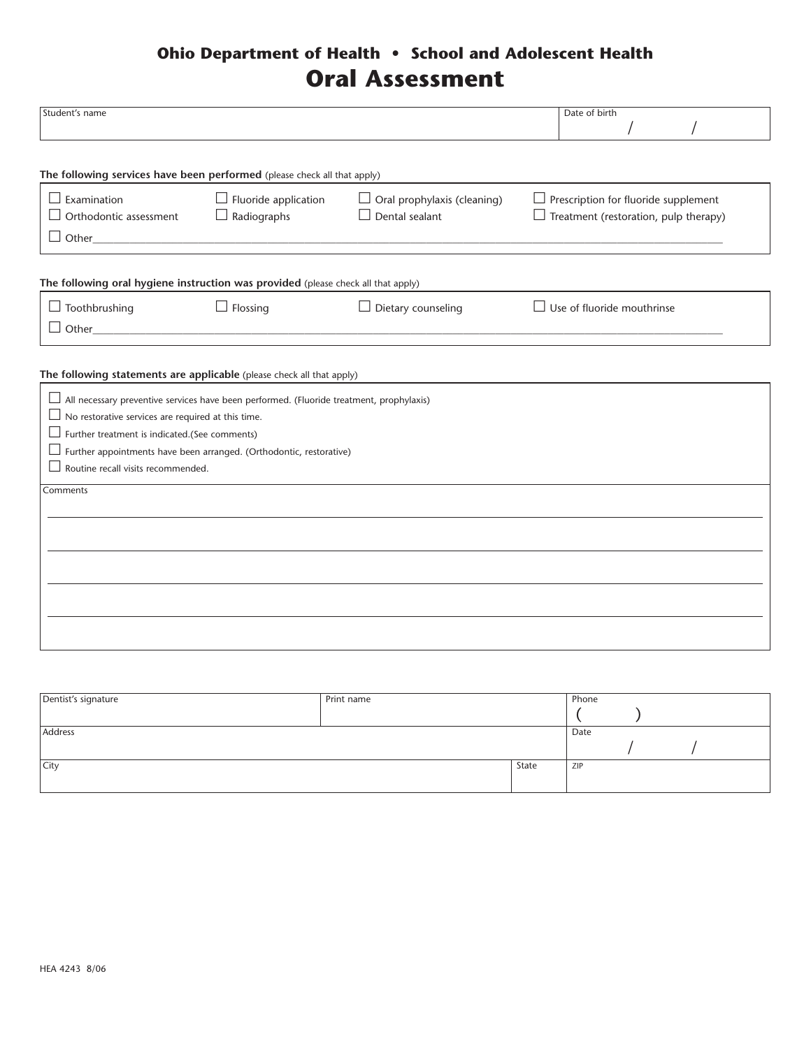## Ohio Department of Health • School and Adolescent Health

# Oral Assessment

| Student's name | Date of birth |
|---|---|
| | / / |

**The following services have been performed** (please check all that apply)

- ☐ Examination
- ☐ Fluoride application
- ☐ Oral prophylaxis (cleaning)
- ☐ Prescription for fluoride supplement
- ☐ Orthodontic assessment
- ☐ Radiographs
- ☐ Dental sealant
- ☐ Treatment (restoration, pulp therapy)
- ☐ Other\_\_\_\_\_\_\_\_\_\_\_\_\_\_\_\_\_\_\_\_\_\_\_\_\_\_\_\_\_\_\_\_\_\_\_\_\_\_\_\_

**The following oral hygiene instruction was provided** (please check all that apply)

- ☐ Toothbrushing
- ☐ Flossing
- ☐ Dietary counseling
- ☐ Use of fluoride mouthrinse
- ☐ Other\_\_\_\_\_\_\_\_\_\_\_\_\_\_\_\_\_\_\_\_\_\_\_\_\_\_\_\_\_\_\_\_\_\_\_\_\_\_\_\_

**The following statements are applicable** (please check all that apply)

- ☐ All necessary preventive services have been performed. (Fluoride treatment, prophylaxis)
- ☐ No restorative services are required at this time.
- ☐ Further treatment is indicated.(See comments)
- ☐ Further appointments have been arranged. (Orthodontic, restorative)
- ☐ Routine recall visits recommended.

Comments

\_\_\_\_\_\_\_\_\_\_\_\_\_\_\_\_\_\_\_\_\_\_\_\_\_\_\_\_\_\_\_\_\_\_\_\_\_\_\_\_\_\_\_\_\_\_\_\_\_\_\_\_\_\_\_\_\_\_

\_\_\_\_\_\_\_\_\_\_\_\_\_\_\_\_\_\_\_\_\_\_\_\_\_\_\_\_\_\_\_\_\_\_\_\_\_\_\_\_\_\_\_\_\_\_\_\_\_\_\_\_\_\_\_\_\_\_

\_\_\_\_\_\_\_\_\_\_\_\_\_\_\_\_\_\_\_\_\_\_\_\_\_\_\_\_\_\_\_\_\_\_\_\_\_\_\_\_\_\_\_\_\_\_\_\_\_\_\_\_\_\_\_\_\_\_

\_\_\_\_\_\_\_\_\_\_\_\_\_\_\_\_\_\_\_\_\_\_\_\_\_\_\_\_\_\_\_\_\_\_\_\_\_\_\_\_\_\_\_\_\_\_\_\_\_\_\_\_\_\_\_\_\_\_

| Dentist's signature | Print name | | Phone |
|---|---|---|---|
| | | | ( ) |
| Address | | | Date |
| | | | / / |
| City | | State | ZIP |
| | | | |

HEA 4243 8/06